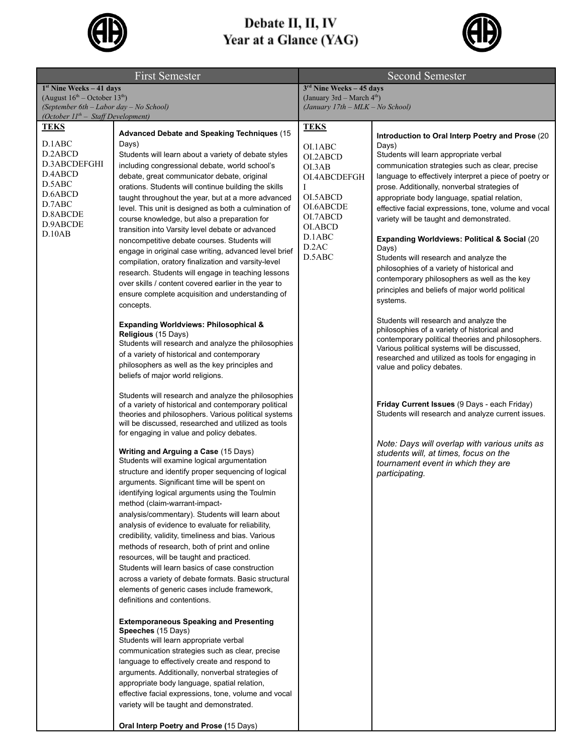# Debate II, II, IV
# Year at a Glance (YAG)

| First Semester | | Second Semester | |
|---|---|---|---|
| **1st Nine Weeks – 41 days**<br>(August 16th – October 13th)<br>*(September 6th – Labor day – No School)*<br>*(October 11th – Staff Development)* | | **3rd Nine Weeks – 45 days**<br>(January 3rd – March 4th)<br>*(January 17th – MLK – No School)* | |
| **TEKS**<br><br>D.1ABC<br>D.2ABCD<br>D.3ABCDEFGHI<br>D.4ABCD<br>D.5ABC<br>D.6ABCD<br>D.7ABC<br>D.8ABCDE<br>D.9ABCDE<br>D.10AB | **Advanced Debate and Speaking Techniques** (15 Days)<br>Students will learn about a variety of debate styles including congressional debate, world school's debate, great communicator debate, original orations. Students will continue building the skills taught throughout the year, but at a more advanced level. This unit is designed as both a culmination of course knowledge, but also a preparation for transition into Varsity level debate or advanced noncompetitive debate courses. Students will engage in original case writing, advanced level brief compilation, oratory finalization and varsity-level research. Students will engage in teaching lessons over skills / content covered earlier in the year to ensure complete acquisition and understanding of concepts.<br><br>**Expanding Worldviews: Philosophical & Religious** (15 Days)<br>Students will research and analyze the philosophies of a variety of historical and contemporary philosophers as well as the key principles and beliefs of major world religions.<br><br>Students will research and analyze the philosophies of a variety of historical and contemporary political theories and philosophers. Various political systems will be discussed, researched and utilized as tools for engaging in value and policy debates.<br><br>**Writing and Arguing a Case** (15 Days)<br>Students will examine logical argumentation structure and identify proper sequencing of logical arguments. Significant time will be spent on identifying logical arguments using the Toulmin method (claim-warrant-impact-analysis/commentary). Students will learn about analysis of evidence to evaluate for reliability, credibility, validity, timeliness and bias. Various methods of research, both of print and online resources, will be taught and practiced.<br>Students will learn basics of case construction across a variety of debate formats. Basic structural elements of generic cases include framework, definitions and contentions.<br><br>**Extemporaneous Speaking and Presenting Speeches** (15 Days)<br>Students will learn appropriate verbal communication strategies such as clear, precise language to effectively create and respond to arguments. Additionally, nonverbal strategies of appropriate body language, spatial relation, effective facial expressions, tone, volume and vocal variety will be taught and demonstrated.<br><br>**Oral Interp Poetry and Prose (**15 Days) | **TEKS**<br><br>OI.1ABC<br>OI.2ABCD<br>OI.3AB<br>OI.4ABCDEFGHI<br>OI.5ABCD<br>OI.6ABCDE<br>OI.7ABCD<br>OI.ABCD<br>D.1ABC<br>D.2AC<br>D.5ABC | **Introduction to Oral Interp Poetry and Prose** (20 Days)<br>Students will learn appropriate verbal communication strategies such as clear, precise language to effectively interpret a piece of poetry or prose. Additionally, nonverbal strategies of appropriate body language, spatial relation, effective facial expressions, tone, volume and vocal variety will be taught and demonstrated.<br><br>**Expanding Worldviews: Political & Social** (20 Days)<br>Students will research and analyze the philosophies of a variety of historical and contemporary philosophers as well as the key principles and beliefs of major world political systems.<br><br>Students will research and analyze the philosophies of a variety of historical and contemporary political theories and philosophers. Various political systems will be discussed, researched and utilized as tools for engaging in value and policy debates.<br><br>**Friday Current Issues** (9 Days - each Friday)<br>Students will research and analyze current issues.<br><br>*Note: Days will overlap with various units as students will, at times, focus on the tournament event in which they are participating.* |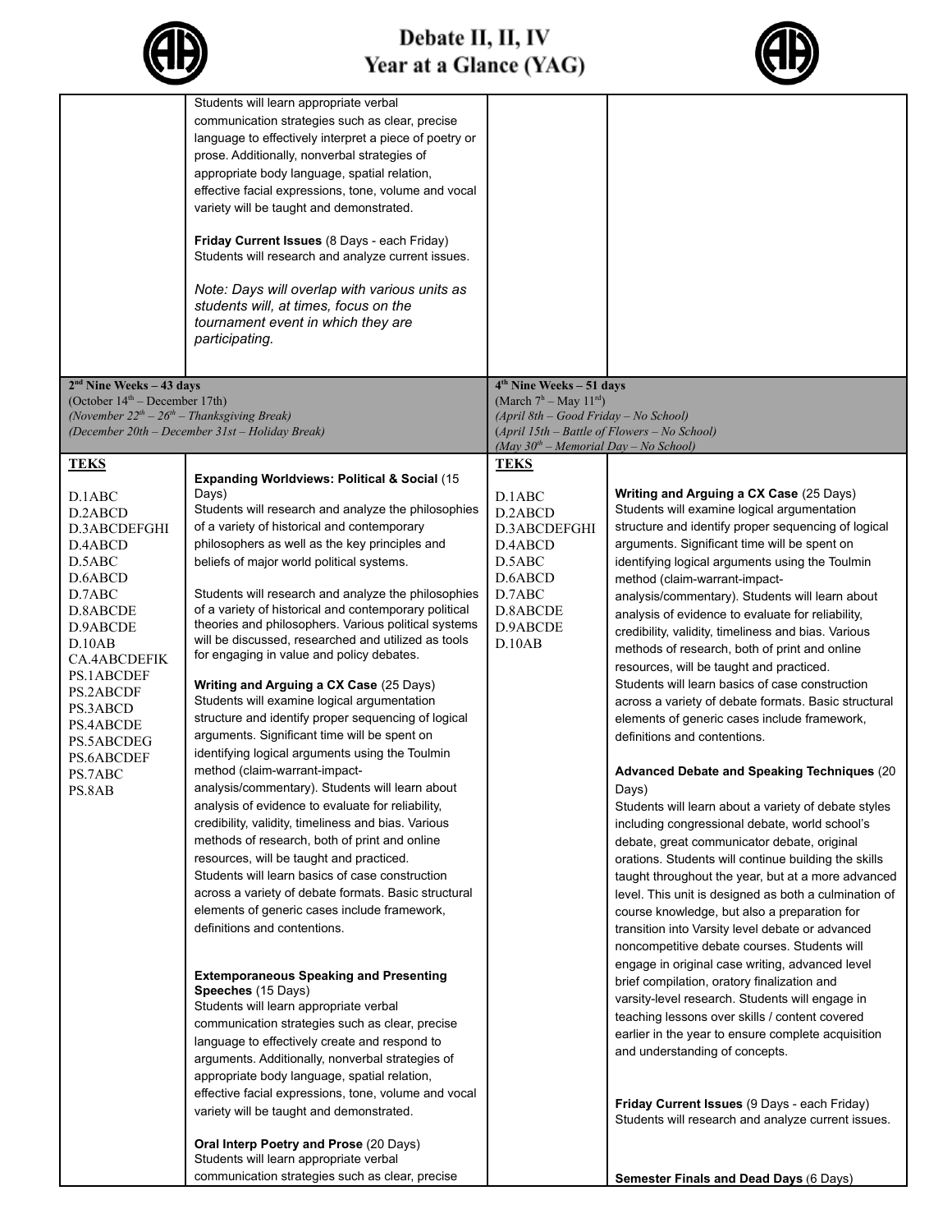# Debate II, II, IV
# Year at a Glance (YAG)

| | | | |
|---|---|---|---|
| | Students will learn appropriate verbal communication strategies such as clear, precise language to effectively interpret a piece of poetry or prose. Additionally, nonverbal strategies of appropriate body language, spatial relation, effective facial expressions, tone, volume and vocal variety will be taught and demonstrated.<br><br>**Friday Current Issues** (8 Days - each Friday)<br>Students will research and analyze current issues.<br><br>*Note: Days will overlap with various units as students will, at times, focus on the tournament event in which they are participating.* | | |
| **2nd Nine Weeks – 43 days**<br>(October 14th – December 17th)<br>*(November 22nd – 26th – Thanksgiving Break)*<br>*(December 20th – December 31st – Holiday Break)* | | **4th Nine Weeks – 51 days**<br>(March 7th – May 11th)<br>*(April 8th – Good Friday – No School)*<br>*(April 15th – Battle of Flowers – No School)*<br>*(May 30th – Memorial Day – No School)* | |
| **TEKS**<br><br>D.1ABC<br>D.2ABCD<br>D.3ABCDEFGHI<br>D.4ABCD<br>D.5ABC<br>D.6ABCD<br>D.7ABC<br>D.8ABCDE<br>D.9ABCDE<br>D.10AB<br>CA.4ABCDEFIK<br>PS.1ABCDEF<br>PS.2ABCDF<br>PS.3ABCD<br>PS.4ABCDE<br>PS.5ABCDEG<br>PS.6ABCDEF<br>PS.7ABC<br>PS.8AB | **Expanding Worldviews: Political & Social** (15 Days)<br>Students will research and analyze the philosophies of a variety of historical and contemporary philosophers as well as the key principles and beliefs of major world political systems.<br><br>Students will research and analyze the philosophies of a variety of historical and contemporary political theories and philosophers. Various political systems will be discussed, researched and utilized as tools for engaging in value and policy debates.<br><br>**Writing and Arguing a CX Case** (25 Days)<br>Students will examine logical argumentation structure and identify proper sequencing of logical arguments. Significant time will be spent on identifying logical arguments using the Toulmin method (claim-warrant-impact-analysis/commentary). Students will learn about analysis of evidence to evaluate for reliability, credibility, validity, timeliness and bias. Various methods of research, both of print and online resources, will be taught and practiced.<br>Students will learn basics of case construction across a variety of debate formats. Basic structural elements of generic cases include framework, definitions and contentions.<br><br>**Extemporaneous Speaking and Presenting Speeches** (15 Days)<br>Students will learn appropriate verbal communication strategies such as clear, precise language to effectively create and respond to arguments. Additionally, nonverbal strategies of appropriate body language, spatial relation, effective facial expressions, tone, volume and vocal variety will be taught and demonstrated.<br><br>**Oral Interp Poetry and Prose** (20 Days)<br>Students will learn appropriate verbal communication strategies such as clear, precise | **TEKS**<br><br>D.1ABC<br>D.2ABCD<br>D.3ABCDEFGHI<br>D.4ABCD<br>D.5ABC<br>D.6ABCD<br>D.7ABC<br>D.8ABCDE<br>D.9ABCDE<br>D.10AB | **Writing and Arguing a CX Case** (25 Days)<br>Students will examine logical argumentation structure and identify proper sequencing of logical arguments. Significant time will be spent on identifying logical arguments using the Toulmin method (claim-warrant-impact-analysis/commentary). Students will learn about analysis of evidence to evaluate for reliability, credibility, validity, timeliness and bias. Various methods of research, both of print and online resources, will be taught and practiced.<br>Students will learn basics of case construction across a variety of debate formats. Basic structural elements of generic cases include framework, definitions and contentions.<br><br>**Advanced Debate and Speaking Techniques** (20 Days)<br>Students will learn about a variety of debate styles including congressional debate, world school's debate, great communicator debate, original orations. Students will continue building the skills taught throughout the year, but at a more advanced level. This unit is designed as both a culmination of course knowledge, but also a preparation for transition into Varsity level debate or advanced noncompetitive debate courses. Students will engage in original case writing, advanced level brief compilation, oratory finalization and varsity-level research. Students will engage in teaching lessons over skills / content covered earlier in the year to ensure complete acquisition and understanding of concepts.<br><br>**Friday Current Issues** (9 Days - each Friday)<br>Students will research and analyze current issues.<br><br>**Semester Finals and Dead Days** (6 Days) |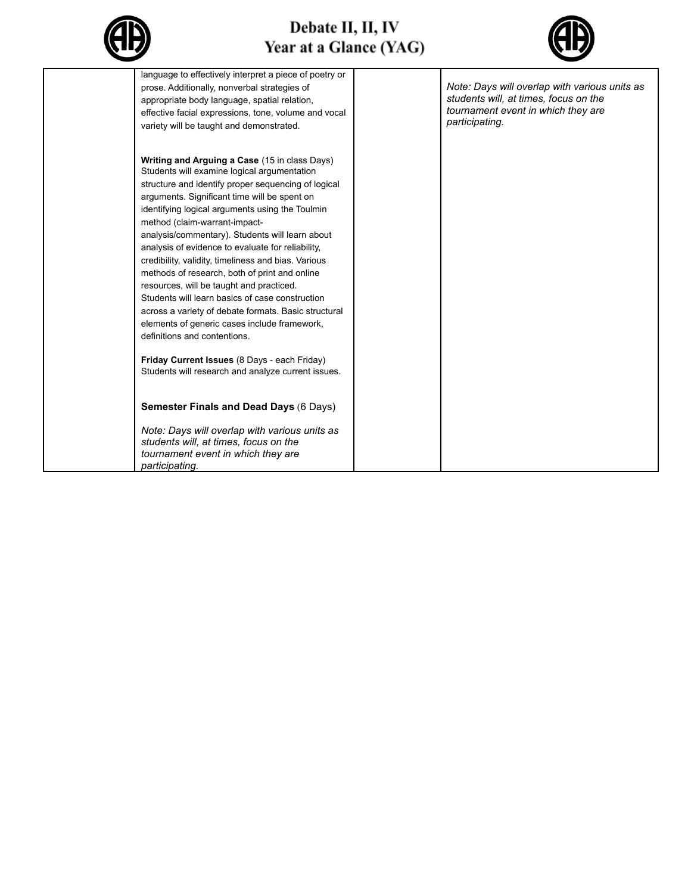| | | | |
|---|---|---|---|
| | language to effectively interpret a piece of poetry or prose. Additionally, nonverbal strategies of appropriate body language, spatial relation, effective facial expressions, tone, volume and vocal variety will be taught and demonstrated.<br><br>**Writing and Arguing a Case** (15 in class Days)<br>Students will examine logical argumentation structure and identify proper sequencing of logical arguments. Significant time will be spent on identifying logical arguments using the Toulmin method (claim-warrant-impact-analysis/commentary). Students will learn about analysis of evidence to evaluate for reliability, credibility, validity, timeliness and bias. Various methods of research, both of print and online resources, will be taught and practiced.<br>Students will learn basics of case construction across a variety of debate formats. Basic structural elements of generic cases include framework, definitions and contentions.<br><br>**Friday Current Issues** (8 Days - each Friday)<br>Students will research and analyze current issues.<br><br>**Semester Finals and Dead Days** (6 Days)<br><br>*Note: Days will overlap with various units as students will, at times, focus on the tournament event in which they are participating.* | | *Note: Days will overlap with various units as students will, at times, focus on the tournament event in which they are participating.* |